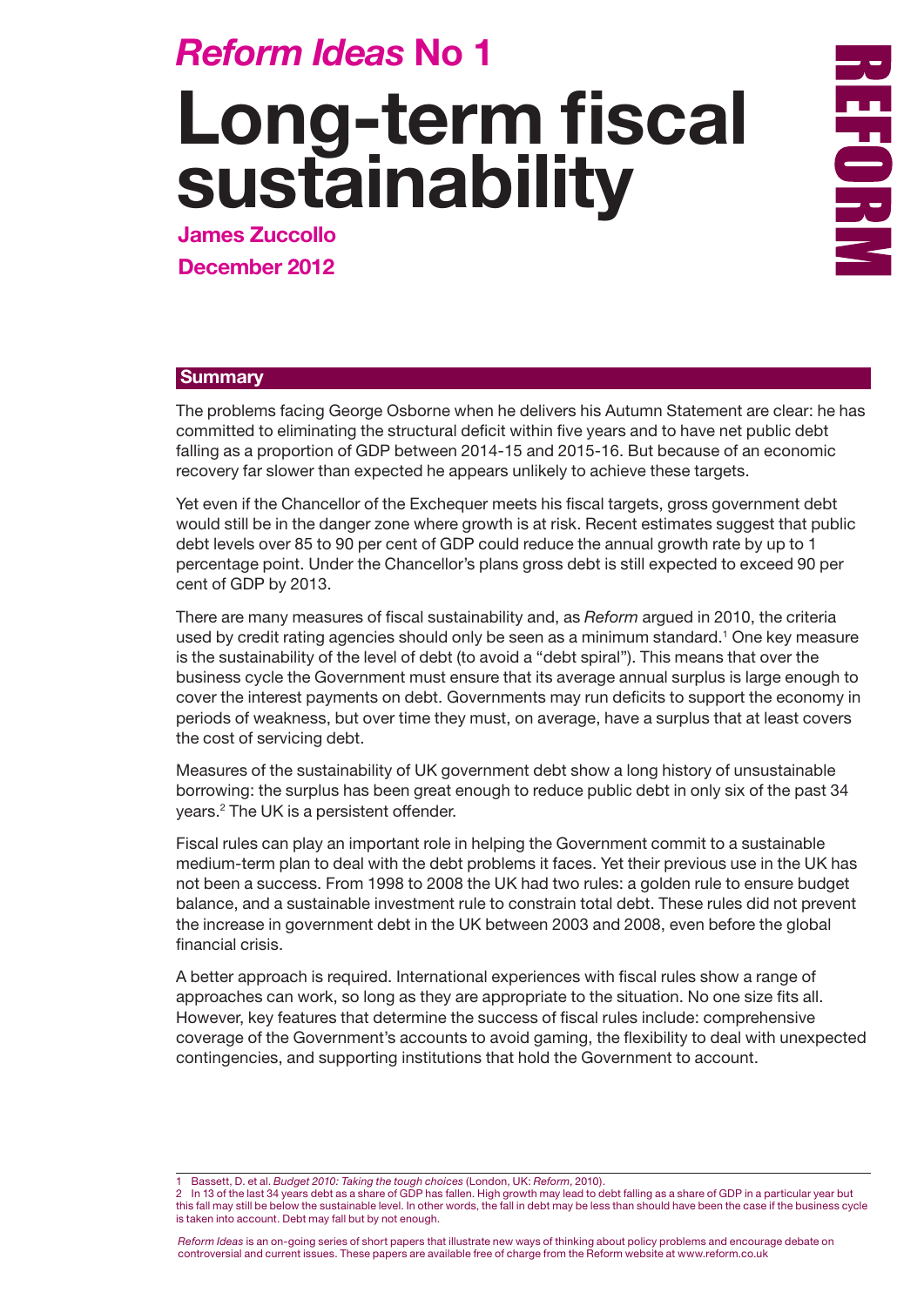# *Reform Ideas* No 1

# Long-term fiscal sustainability

**James Zuccollo**

**December 2012**

REFORM

## Summary

The problems facing George Osborne when he delivers his Autumn Statement are clear: he has committed to eliminating the structural deficit within five years and to have net public debt falling as a proportion of GDP between 2014-15 and 2015-16. But because of an economic recovery far slower than expected he appears unlikely to achieve these targets.

Yet even if the Chancellor of the Exchequer meets his fiscal targets, gross government debt would still be in the danger zone where growth is at risk. Recent estimates suggest that public debt levels over 85 to 90 per cent of GDP could reduce the annual growth rate by up to 1 percentage point. Under the Chancellor's plans gross debt is still expected to exceed 90 per cent of GDP by 2013.

There are many measures of fiscal sustainability and, as *Reform* argued in 2010, the criteria used by credit rating agencies should only be seen as a minimum standard.[1] One key measure is the sustainability of the level of debt (to avoid a "debt spiral"). This means that over the business cycle the Government must ensure that its average annual surplus is large enough to cover the interest payments on debt. Governments may run deficits to support the economy in periods of weakness, but over time they must, on average, have a surplus that at least covers the cost of servicing debt.

Measures of the sustainability of UK government debt show a long history of unsustainable borrowing: the surplus has been great enough to reduce public debt in only six of the past 34 years.[2] The UK is a persistent offender.

Fiscal rules can play an important role in helping the Government commit to a sustainable medium-term plan to deal with the debt problems it faces. Yet their previous use in the UK has not been a success. From 1998 to 2008 the UK had two rules: a golden rule to ensure budget balance, and a sustainable investment rule to constrain total debt. These rules did not prevent the increase in government debt in the UK between 2003 and 2008, even before the global financial crisis.

A better approach is required. International experiences with fiscal rules show a range of approaches can work, so long as they are appropriate to the situation. No one size fits all. However, key features that determine the success of fiscal rules include: comprehensive coverage of the Government's accounts to avoid gaming, the flexibility to deal with unexpected contingencies, and supporting institutions that hold the Government to account.

---

1 Bassett, D. et al. *Budget 2010: Taking the tough choices* (London, UK: *Reform*, 2010).

2 In 13 of the last 34 years debt as a share of GDP has fallen. High growth may lead to debt falling as a share of GDP in a particular year but this fall may still be below the sustainable level. In other words, the fall in debt may be less than should have been the case if the business cycle is taken into account. Debt may fall but by not enough.

*Reform Ideas* is an on-going series of short papers that illustrate new ways of thinking about policy problems and encourage debate on controversial and current issues. These papers are available free of charge from the Reform website at www.reform.co.uk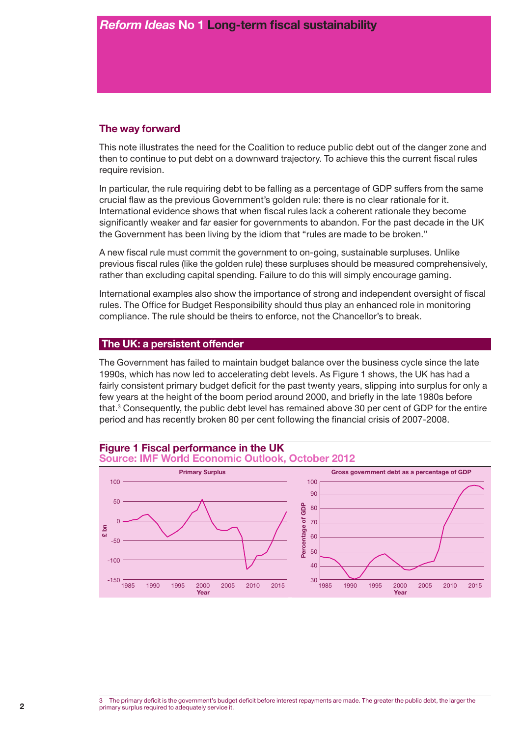## The way forward

This note illustrates the need for the Coalition to reduce public debt out of the danger zone and then to continue to put debt on a downward trajectory. To achieve this the current fiscal rules require revision.

In particular, the rule requiring debt to be falling as a percentage of GDP suffers from the same crucial flaw as the previous Government's golden rule: there is no clear rationale for it. International evidence shows that when fiscal rules lack a coherent rationale they become significantly weaker and far easier for governments to abandon. For the past decade in the UK the Government has been living by the idiom that "rules are made to be broken."

A new fiscal rule must commit the government to on-going, sustainable surpluses. Unlike previous fiscal rules (like the golden rule) these surpluses should be measured comprehensively, rather than excluding capital spending. Failure to do this will simply encourage gaming.

International examples also show the importance of strong and independent oversight of fiscal rules. The Office for Budget Responsibility should thus play an enhanced role in monitoring compliance. The rule should be theirs to enforce, not the Chancellor's to break.

## The UK: a persistent offender

The Government has failed to maintain budget balance over the business cycle since the late 1990s, which has now led to accelerating debt levels. As Figure 1 shows, the UK has had a fairly consistent primary budget deficit for the past twenty years, slipping into surplus for only a few years at the height of the boom period around 2000, and briefly in the late 1980s before that.[3] Consequently, the public debt level has remained above 30 per cent of GDP for the entire period and has recently broken 80 per cent following the financial crisis of 2007-2008.

**Figure 1 Fiscal performance in the UK**
**Source: IMF World Economic Outlook, October 2012**

[3] The primary deficit is the government's budget deficit before interest repayments are made. The greater the public debt, the larger the primary surplus required to adequately service it.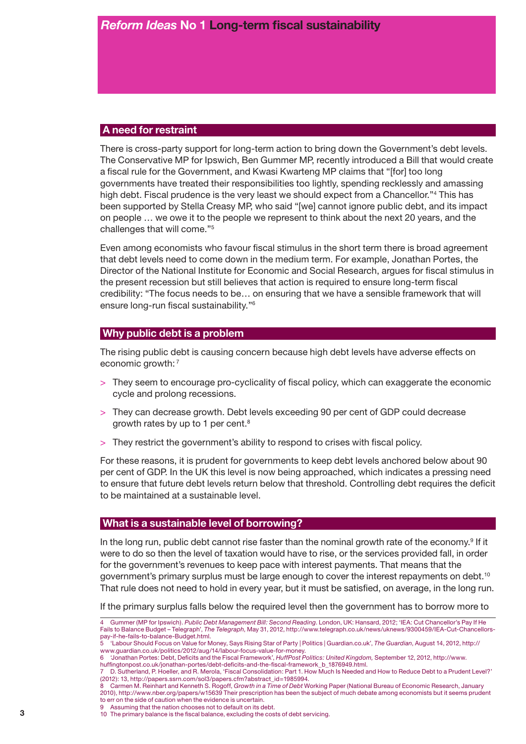## A need for restraint

There is cross-party support for long-term action to bring down the Government's debt levels. The Conservative MP for Ipswich, Ben Gummer MP, recently introduced a Bill that would create a fiscal rule for the Government, and Kwasi Kwarteng MP claims that "[for] too long governments have treated their responsibilities too lightly, spending recklessly and amassing high debt. Fiscal prudence is the very least we should expect from a Chancellor."[4] This has been supported by Stella Creasy MP, who said "[we] cannot ignore public debt, and its impact on people … we owe it to the people we represent to think about the next 20 years, and the challenges that will come."[5]

Even among economists who favour fiscal stimulus in the short term there is broad agreement that debt levels need to come down in the medium term. For example, Jonathan Portes, the Director of the National Institute for Economic and Social Research, argues for fiscal stimulus in the present recession but still believes that action is required to ensure long-term fiscal credibility: "The focus needs to be… on ensuring that we have a sensible framework that will ensure long-run fiscal sustainability."[6]

## Why public debt is a problem

The rising public debt is causing concern because high debt levels have adverse effects on economic growth:[7]

- They seem to encourage pro-cyclicality of fiscal policy, which can exaggerate the economic cycle and prolong recessions.
- They can decrease growth. Debt levels exceeding 90 per cent of GDP could decrease growth rates by up to 1 per cent.[8]
- They restrict the government's ability to respond to crises with fiscal policy.

For these reasons, it is prudent for governments to keep debt levels anchored below about 90 per cent of GDP. In the UK this level is now being approached, which indicates a pressing need to ensure that future debt levels return below that threshold. Controlling debt requires the deficit to be maintained at a sustainable level.

## What is a sustainable level of borrowing?

In the long run, public debt cannot rise faster than the nominal growth rate of the economy.[9] If it were to do so then the level of taxation would have to rise, or the services provided fall, in order for the government's revenues to keep pace with interest payments. That means that the government's primary surplus must be large enough to cover the interest repayments on debt.[10] That rule does not need to hold in every year, but it must be satisfied, on average, in the long run.

If the primary surplus falls below the required level then the government has to borrow more to

---

4 Gummer (MP for Ipswich). *Public Debt Management Bill: Second Reading*. London, UK: Hansard, 2012; 'IEA: Cut Chancellor's Pay If He Fails to Balance Budget – Telegraph', *The Telegraph*, May 31, 2012, http://www.telegraph.co.uk/news/uknews/9300459/IEA-Cut-Chancellors-pay-if-he-fails-to-balance-Budget.html.

5 'Labour Should Focus on Value for Money, Says Rising Star of Party | Politics | Guardian.co.uk', *The Guardian*, August 14, 2012, http://www.guardian.co.uk/politics/2012/aug/14/labour-focus-value-for-money.

6 'Jonathan Portes: Debt, Deficits and the Fiscal Framework', *HuffPost Politics: United Kingdom*, September 12, 2012, http://www.huffingtonpost.co.uk/jonathan-portes/debt-deficits-and-the-fiscal-framework_b_1876949.html.

7 D. Sutherland, P. Hoeller, and R. Merola, 'Fiscal Consolidation: Part 1. How Much Is Needed and How to Reduce Debt to a Prudent Level?' (2012): 13, http://papers.ssrn.com/sol3/papers.cfm?abstract_id=1985994.

8 Carmen M. Reinhart and Kenneth S. Rogoff, *Growth in a Time of Debt* Working Paper (National Bureau of Economic Research, January 2010), http://www.nber.org/papers/w15639 Their prescription has been the subject of much debate among economists but it seems prudent to err on the side of caution when the evidence is uncertain.

9 Assuming that the nation chooses not to default on its debt.

10 The primary balance is the fiscal balance, excluding the costs of debt servicing.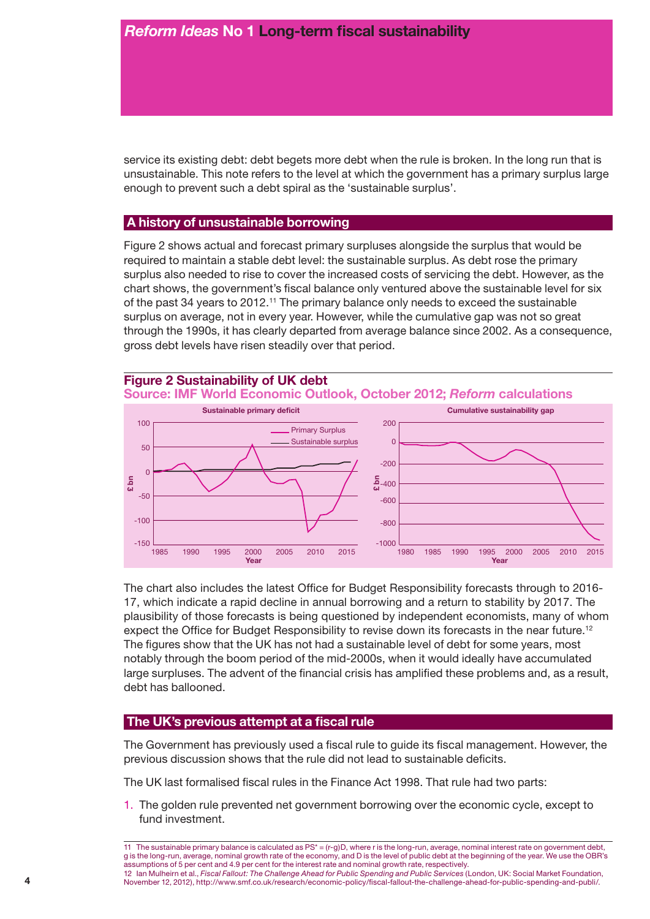service its existing debt: debt begets more debt when the rule is broken. In the long run that is unsustainable. This note refers to the level at which the government has a primary surplus large enough to prevent such a debt spiral as the 'sustainable surplus'.

## A history of unsustainable borrowing

Figure 2 shows actual and forecast primary surpluses alongside the surplus that would be required to maintain a stable debt level: the sustainable surplus. As debt rose the primary surplus also needed to rise to cover the increased costs of servicing the debt. However, as the chart shows, the government's fiscal balance only ventured above the sustainable level for six of the past 34 years to 2012.[11] The primary balance only needs to exceed the sustainable surplus on average, not in every year. However, while the cumulative gap was not so great through the 1990s, it has clearly departed from average balance since 2002. As a consequence, gross debt levels have risen steadily over that period.

**Figure 2 Sustainability of UK debt**
**Source: IMF World Economic Outlook, October 2012; *Reform* calculations**

The chart also includes the latest Office for Budget Responsibility forecasts through to 2016-17, which indicate a rapid decline in annual borrowing and a return to stability by 2017. The plausibility of those forecasts is being questioned by independent economists, many of whom expect the Office for Budget Responsibility to revise down its forecasts in the near future.[12] The figures show that the UK has not had a sustainable level of debt for some years, most notably through the boom period of the mid-2000s, when it would ideally have accumulated large surpluses. The advent of the financial crisis has amplified these problems and, as a result, debt has ballooned.

## The UK's previous attempt at a fiscal rule

The Government has previously used a fiscal rule to guide its fiscal management. However, the previous discussion shows that the rule did not lead to sustainable deficits.

The UK last formalised fiscal rules in the Finance Act 1998. That rule had two parts:

1. The golden rule prevented net government borrowing over the economic cycle, except to fund investment.

---

11 The sustainable primary balance is calculated as $PS^* = (r-g)D$, where r is the long-run, average, nominal interest rate on government debt, g is the long-run, average, nominal growth rate of the economy, and D is the level of public debt at the beginning of the year. We use the OBR's assumptions of 5 per cent and 4.9 per cent for the interest rate and nominal growth rate, respectively.

12 Ian Mulheirn et al., *Fiscal Fallout: The Challenge Ahead for Public Spending and Public Services* (London, UK: Social Market Foundation, November 12, 2012), http://www.smf.co.uk/research/economic-policy/fiscal-fallout-the-challenge-ahead-for-public-spending-and-publi/.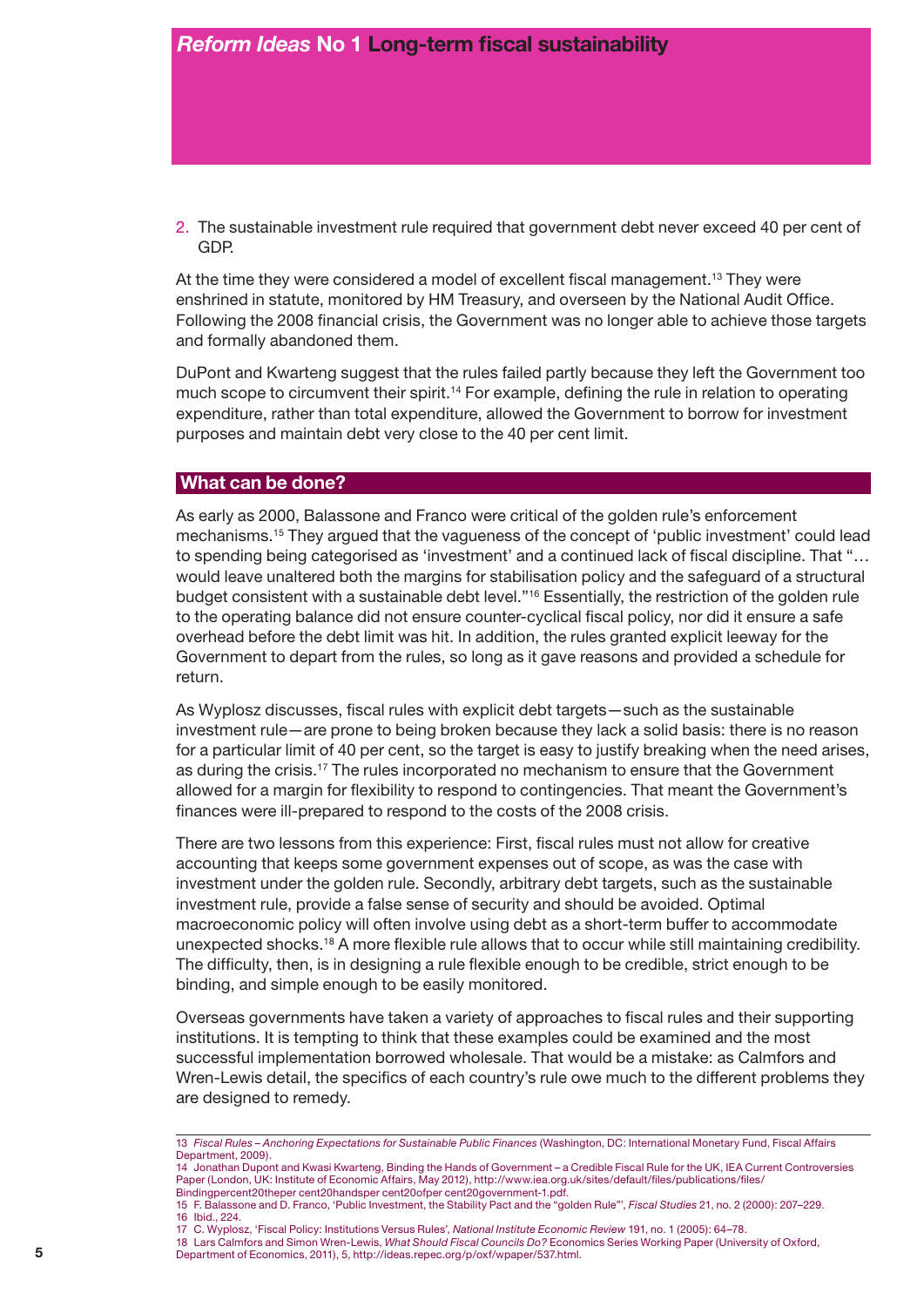2. The sustainable investment rule required that government debt never exceed 40 per cent of GDP.

At the time they were considered a model of excellent fiscal management.[13] They were enshrined in statute, monitored by HM Treasury, and overseen by the National Audit Office. Following the 2008 financial crisis, the Government was no longer able to achieve those targets and formally abandoned them.

DuPont and Kwarteng suggest that the rules failed partly because they left the Government too much scope to circumvent their spirit.[14] For example, defining the rule in relation to operating expenditure, rather than total expenditure, allowed the Government to borrow for investment purposes and maintain debt very close to the 40 per cent limit.

## What can be done?

As early as 2000, Balassone and Franco were critical of the golden rule's enforcement mechanisms.[15] They argued that the vagueness of the concept of 'public investment' could lead to spending being categorised as 'investment' and a continued lack of fiscal discipline. That "…would leave unaltered both the margins for stabilisation policy and the safeguard of a structural budget consistent with a sustainable debt level."[16] Essentially, the restriction of the golden rule to the operating balance did not ensure counter-cyclical fiscal policy, nor did it ensure a safe overhead before the debt limit was hit. In addition, the rules granted explicit leeway for the Government to depart from the rules, so long as it gave reasons and provided a schedule for return.

As Wyplosz discusses, fiscal rules with explicit debt targets—such as the sustainable investment rule—are prone to being broken because they lack a solid basis: there is no reason for a particular limit of 40 per cent, so the target is easy to justify breaking when the need arises, as during the crisis.[17] The rules incorporated no mechanism to ensure that the Government allowed for a margin for flexibility to respond to contingencies. That meant the Government's finances were ill-prepared to respond to the costs of the 2008 crisis.

There are two lessons from this experience: First, fiscal rules must not allow for creative accounting that keeps some government expenses out of scope, as was the case with investment under the golden rule. Secondly, arbitrary debt targets, such as the sustainable investment rule, provide a false sense of security and should be avoided. Optimal macroeconomic policy will often involve using debt as a short-term buffer to accommodate unexpected shocks.[18] A more flexible rule allows that to occur while still maintaining credibility. The difficulty, then, is in designing a rule flexible enough to be credible, strict enough to be binding, and simple enough to be easily monitored.

Overseas governments have taken a variety of approaches to fiscal rules and their supporting institutions. It is tempting to think that these examples could be examined and the most successful implementation borrowed wholesale. That would be a mistake: as Calmfors and Wren-Lewis detail, the specifics of each country's rule owe much to the different problems they are designed to remedy.

---

13 *Fiscal Rules – Anchoring Expectations for Sustainable Public Finances* (Washington, DC: International Monetary Fund, Fiscal Affairs Department, 2009).

14 Jonathan Dupont and Kwasi Kwarteng, Binding the Hands of Government – a Credible Fiscal Rule for the UK, IEA Current Controversies Paper (London, UK: Institute of Economic Affairs, May 2012), http://www.iea.org.uk/sites/default/files/publications/files/Bindingpercent20theper cent20handsper cent20ofper cent20government-1.pdf.

15 F. Balassone and D. Franco, 'Public Investment, the Stability Pact and the "golden Rule"', *Fiscal Studies* 21, no. 2 (2000): 207–229.

16 Ibid., 224.

17 C. Wyplosz, 'Fiscal Policy: Institutions Versus Rules', *National Institute Economic Review* 191, no. 1 (2005): 64–78.

18 Lars Calmfors and Simon Wren-Lewis, *What Should Fiscal Councils Do?* Economics Series Working Paper (University of Oxford, Department of Economics, 2011), 5, http://ideas.repec.org/p/oxf/wpaper/537.html.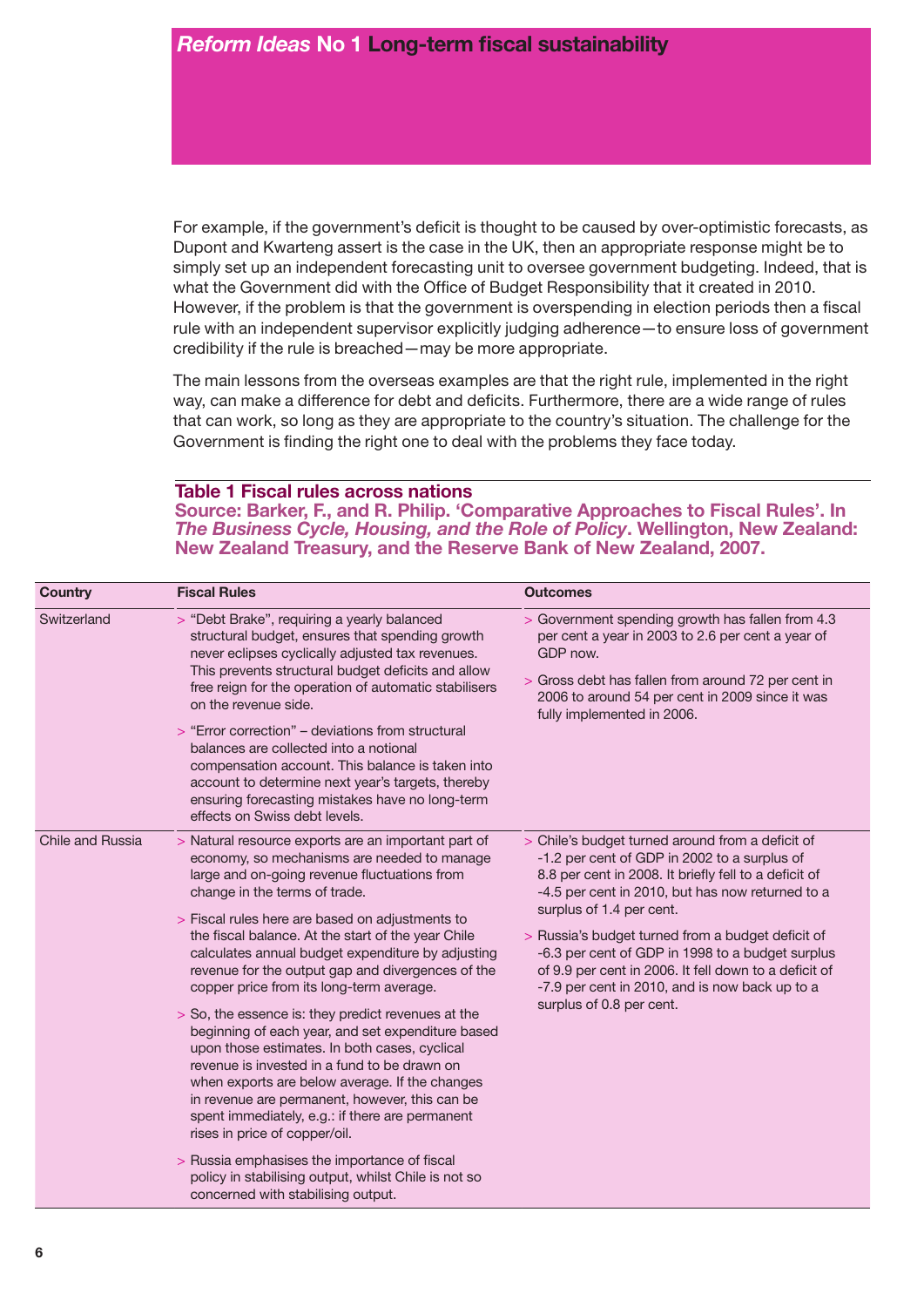## *Reform Ideas* No 1 Long-term fiscal sustainability

For example, if the government's deficit is thought to be caused by over-optimistic forecasts, as Dupont and Kwarteng assert is the case in the UK, then an appropriate response might be to simply set up an independent forecasting unit to oversee government budgeting. Indeed, that is what the Government did with the Office of Budget Responsibility that it created in 2010. However, if the problem is that the government is overspending in election periods then a fiscal rule with an independent supervisor explicitly judging adherence—to ensure loss of government credibility if the rule is breached—may be more appropriate.

The main lessons from the overseas examples are that the right rule, implemented in the right way, can make a difference for debt and deficits. Furthermore, there are a wide range of rules that can work, so long as they are appropriate to the country's situation. The challenge for the Government is finding the right one to deal with the problems they face today.

**Table 1 Fiscal rules across nations**
**Source: Barker, F., and R. Philip. 'Comparative Approaches to Fiscal Rules'. In *The Business Cycle, Housing, and the Role of Policy*. Wellington, New Zealand: New Zealand Treasury, and the Reserve Bank of New Zealand, 2007.**

| Country | Fiscal Rules | Outcomes |
|---|---|---|
| Switzerland | > "Debt Brake", requiring a yearly balanced structural budget, ensures that spending growth never eclipses cyclically adjusted tax revenues. This prevents structural budget deficits and allow free reign for the operation of automatic stabilisers on the revenue side.<br><br>> "Error correction" – deviations from structural balances are collected into a notional compensation account. This balance is taken into account to determine next year's targets, thereby ensuring forecasting mistakes have no long-term effects on Swiss debt levels. | > Government spending growth has fallen from 4.3 per cent a year in 2003 to 2.6 per cent a year of GDP now.<br><br>> Gross debt has fallen from around 72 per cent in 2006 to around 54 per cent in 2009 since it was fully implemented in 2006. |
| Chile and Russia | > Natural resource exports are an important part of economy, so mechanisms are needed to manage large and on-going revenue fluctuations from change in the terms of trade.<br><br>> Fiscal rules here are based on adjustments to the fiscal balance. At the start of the year Chile calculates annual budget expenditure by adjusting revenue for the output gap and divergences of the copper price from its long-term average.<br><br>> So, the essence is: they predict revenues at the beginning of each year, and set expenditure based upon those estimates. In both cases, cyclical revenue is invested in a fund to be drawn on when exports are below average. If the changes in revenue are permanent, however, this can be spent immediately, e.g.: if there are permanent rises in price of copper/oil.<br><br>> Russia emphasises the importance of fiscal policy in stabilising output, whilst Chile is not so concerned with stabilising output. | > Chile's budget turned around from a deficit of -1.2 per cent of GDP in 2002 to a surplus of 8.8 per cent in 2008. It briefly fell to a deficit of -4.5 per cent in 2010, but has now returned to a surplus of 1.4 per cent.<br><br>> Russia's budget turned from a budget deficit of -6.3 per cent of GDP in 1998 to a budget surplus of 9.9 per cent in 2006. It fell down to a deficit of -7.9 per cent in 2010, and is now back up to a surplus of 0.8 per cent. |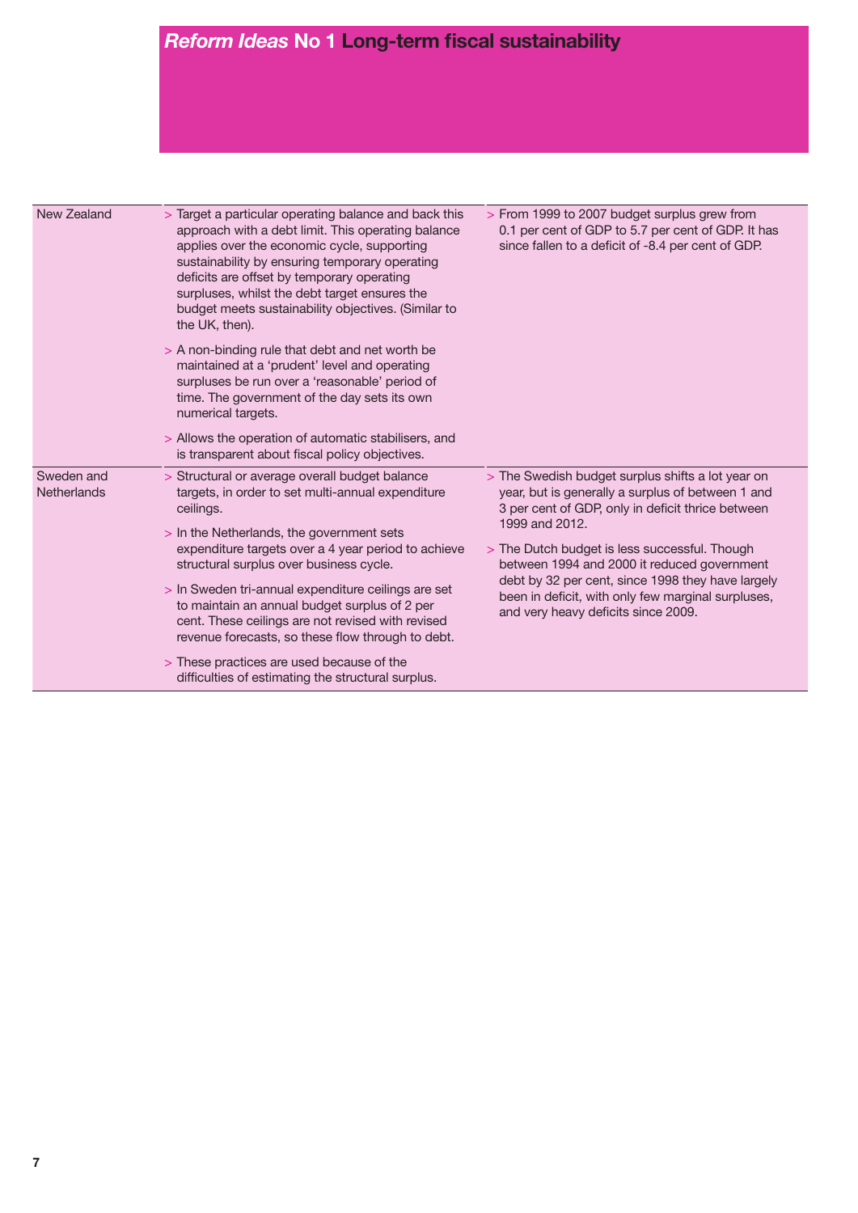# *Reform Ideas* No 1 Long-term fiscal sustainability

| | | |
|---|---|---|
| New Zealand | > Target a particular operating balance and back this approach with a debt limit. This operating balance applies over the economic cycle, supporting sustainability by ensuring temporary operating deficits are offset by temporary operating surpluses, whilst the debt target ensures the budget meets sustainability objectives. (Similar to the UK, then).<br><br>> A non-binding rule that debt and net worth be maintained at a 'prudent' level and operating surpluses be run over a 'reasonable' period of time. The government of the day sets its own numerical targets.<br><br>> Allows the operation of automatic stabilisers, and is transparent about fiscal policy objectives. | > From 1999 to 2007 budget surplus grew from 0.1 per cent of GDP to 5.7 per cent of GDP. It has since fallen to a deficit of -8.4 per cent of GDP. |
| Sweden and Netherlands | > Structural or average overall budget balance targets, in order to set multi-annual expenditure ceilings.<br><br>> In the Netherlands, the government sets expenditure targets over a 4 year period to achieve structural surplus over business cycle.<br><br>> In Sweden tri-annual expenditure ceilings are set to maintain an annual budget surplus of 2 per cent. These ceilings are not revised with revised revenue forecasts, so these flow through to debt.<br><br>> These practices are used because of the difficulties of estimating the structural surplus. | > The Swedish budget surplus shifts a lot year on year, but is generally a surplus of between 1 and 3 per cent of GDP, only in deficit thrice between 1999 and 2012.<br><br>> The Dutch budget is less successful. Though between 1994 and 2000 it reduced government debt by 32 per cent, since 1998 they have largely been in deficit, with only few marginal surpluses, and very heavy deficits since 2009. |